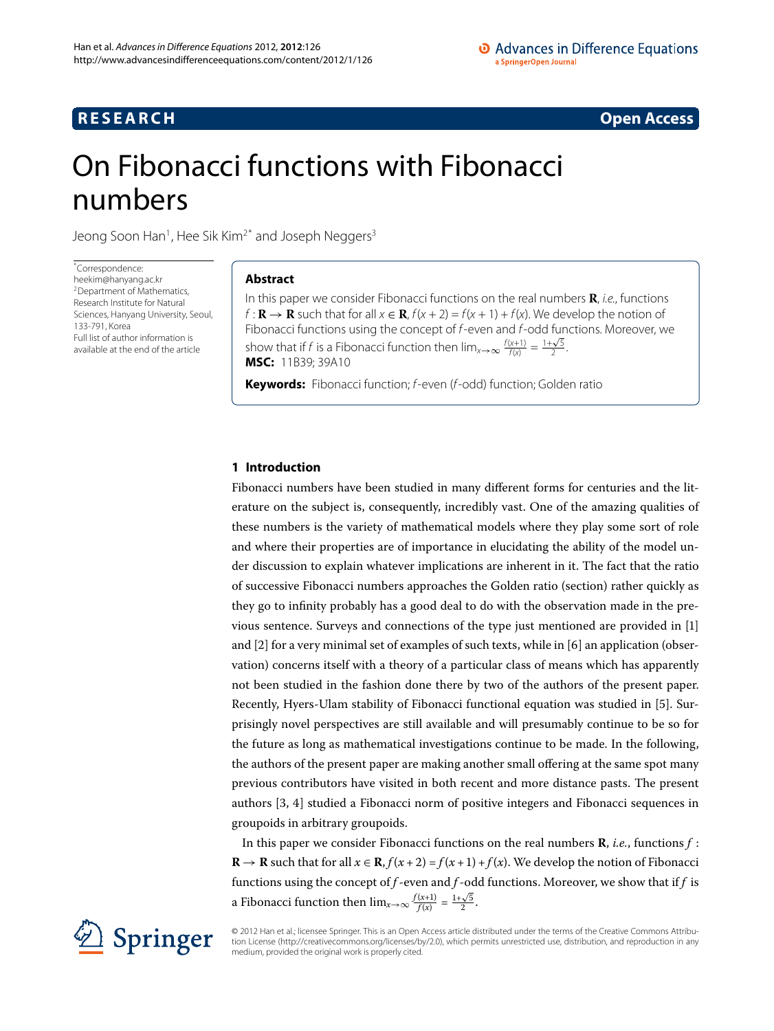**RESEARCH** **Open Access**

# On Fibonacci functions with Fibonacci numbers

Jeong Soon Han[1], Hee Sik Kim[2*] and Joseph Neggers[3]

*Correspondence: heekim@hanyang.ac.kr
[2]Department of Mathematics, Research Institute for Natural Sciences, Hanyang University, Seoul, 133-791, Korea
Full list of author information is available at the end of the article

## Abstract

In this paper we consider Fibonacci functions on the real numbers $\mathbf{R}$, *i.e.*, functions $f : \mathbf{R} \to \mathbf{R}$ such that for all $x \in \mathbf{R}$, $f(x+2) = f(x+1) + f(x)$. We develop the notion of Fibonacci functions using the concept of $f$-even and $f$-odd functions. Moreover, we show that if $f$ is a Fibonacci function then $\lim_{x\to\infty} \frac{f(x+1)}{f(x)} = \frac{1+\sqrt{5}}{2}$.

**MSC:** 11B39; 39A10

**Keywords:** Fibonacci function; $f$-even ($f$-odd) function; Golden ratio

## 1 Introduction

Fibonacci numbers have been studied in many different forms for centuries and the literature on the subject is, consequently, incredibly vast. One of the amazing qualities of these numbers is the variety of mathematical models where they play some sort of role and where their properties are of importance in elucidating the ability of the model under discussion to explain whatever implications are inherent in it. The fact that the ratio of successive Fibonacci numbers approaches the Golden ratio (section) rather quickly as they go to infinity probably has a good deal to do with the observation made in the previous sentence. Surveys and connections of the type just mentioned are provided in [1] and [2] for a very minimal set of examples of such texts, while in [6] an application (observation) concerns itself with a theory of a particular class of means which has apparently not been studied in the fashion done there by two of the authors of the present paper. Recently, Hyers-Ulam stability of Fibonacci functional equation was studied in [5]. Surprisingly novel perspectives are still available and will presumably continue to be so for the future as long as mathematical investigations continue to be made. In the following, the authors of the present paper are making another small offering at the same spot many previous contributors have visited in both recent and more distance pasts. The present authors [3, 4] studied a Fibonacci norm of positive integers and Fibonacci sequences in groupoids in arbitrary groupoids.

In this paper we consider Fibonacci functions on the real numbers $\mathbf{R}$, *i.e.*, functions $f : \mathbf{R} \to \mathbf{R}$ such that for all $x \in \mathbf{R}$, $f(x+2) = f(x+1) + f(x)$. We develop the notion of Fibonacci functions using the concept of $f$-even and $f$-odd functions. Moreover, we show that if $f$ is a Fibonacci function then $\lim_{x\to\infty} \frac{f(x+1)}{f(x)} = \frac{1+\sqrt{5}}{2}$.

© 2012 Han et al.; licensee Springer. This is an Open Access article distributed under the terms of the Creative Commons Attribution License (http://creativecommons.org/licenses/by/2.0), which permits unrestricted use, distribution, and reproduction in any medium, provided the original work is properly cited.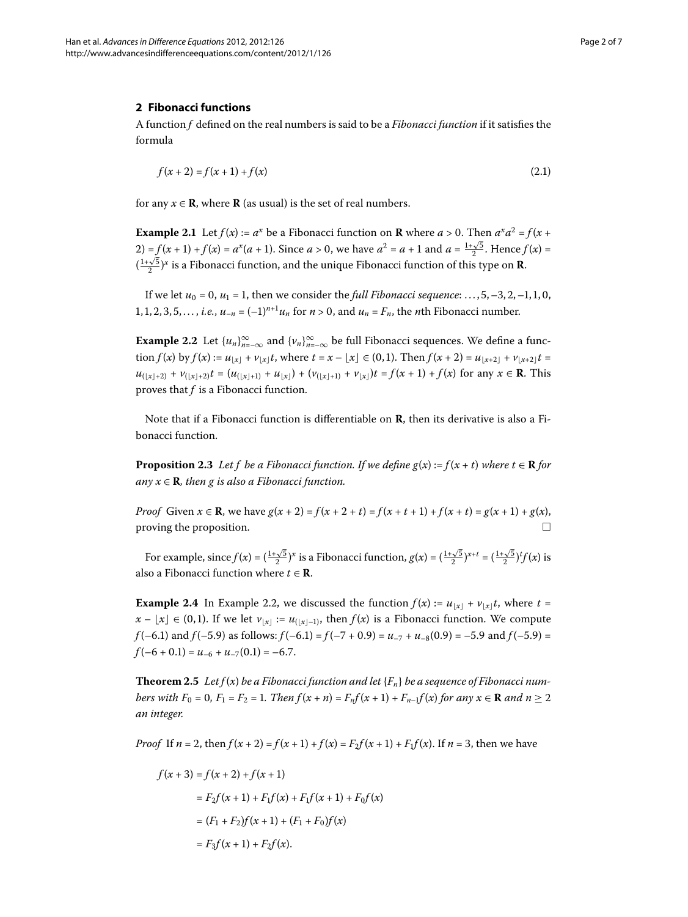## 2 Fibonacci functions

A function $f$ defined on the real numbers is said to be a *Fibonacci function* if it satisfies the formula

$$f(x+2) = f(x+1) + f(x) \tag{2.1}$$

for any $x \in \mathbf{R}$, where $\mathbf{R}$ (as usual) is the set of real numbers.

**Example 2.1** Let $f(x) := a^x$ be a Fibonacci function on $\mathbf{R}$ where $a > 0$. Then $a^x a^2 = f(x+2) = f(x+1) + f(x) = a^x(a+1)$. Since $a > 0$, we have $a^2 = a + 1$ and $a = \frac{1+\sqrt{5}}{2}$. Hence $f(x) = (\frac{1+\sqrt{5}}{2})^x$ is a Fibonacci function, and the unique Fibonacci function of this type on $\mathbf{R}$.

If we let $u_0 = 0$, $u_1 = 1$, then we consider the *full Fibonacci sequence*: $\ldots, 5, -3, 2, -1, 1, 0, 1, 1, 2, 3, 5, \ldots$, *i.e.*, $u_{-n} = (-1)^{n+1} u_n$ for $n > 0$, and $u_n = F_n$, the $n$th Fibonacci number.

**Example 2.2** Let $\{u_n\}_{n=-\infty}^{\infty}$ and $\{v_n\}_{n=-\infty}^{\infty}$ be full Fibonacci sequences. We define a function $f(x)$ by $f(x) := u_{\lfloor x \rfloor} + v_{\lfloor x \rfloor} t$, where $t = x - \lfloor x \rfloor \in (0,1)$. Then $f(x+2) = u_{\lfloor x+2 \rfloor} + v_{\lfloor x+2 \rfloor} t = u_{(\lfloor x \rfloor + 2)} + v_{(\lfloor x \rfloor + 2)} t = (u_{(\lfloor x \rfloor + 1)} + u_{\lfloor x \rfloor}) + (v_{(\lfloor x \rfloor + 1)} + v_{\lfloor x \rfloor}) t = f(x+1) + f(x)$ for any $x \in \mathbf{R}$. This proves that $f$ is a Fibonacci function.

Note that if a Fibonacci function is differentiable on $\mathbf{R}$, then its derivative is also a Fibonacci function.

**Proposition 2.3** *Let $f$ be a Fibonacci function. If we define $g(x) := f(x+t)$ where $t \in \mathbf{R}$ for any $x \in \mathbf{R}$, then $g$ is also a Fibonacci function.*

*Proof* Given $x \in \mathbf{R}$, we have $g(x+2) = f(x+2+t) = f(x+t+1) + f(x+t) = g(x+1) + g(x)$, proving the proposition. □

For example, since $f(x) = (\frac{1+\sqrt{5}}{2})^x$ is a Fibonacci function, $g(x) = (\frac{1+\sqrt{5}}{2})^{x+t} = (\frac{1+\sqrt{5}}{2})^t f(x)$ is also a Fibonacci function where $t \in \mathbf{R}$.

**Example 2.4** In Example 2.2, we discussed the function $f(x) := u_{\lfloor x \rfloor} + v_{\lfloor x \rfloor} t$, where $t = x - \lfloor x \rfloor \in (0,1)$. If we let $v_{\lfloor x \rfloor} := u_{(\lfloor x \rfloor - 1)}$, then $f(x)$ is a Fibonacci function. We compute $f(-6.1)$ and $f(-5.9)$ as follows: $f(-6.1) = f(-7 + 0.9) = u_{-7} + u_{-8}(0.9) = -5.9$ and $f(-5.9) = f(-6 + 0.1) = u_{-6} + u_{-7}(0.1) = -6.7$.

**Theorem 2.5** *Let $f(x)$ be a Fibonacci function and let $\{F_n\}$ be a sequence of Fibonacci numbers with $F_0 = 0$, $F_1 = F_2 = 1$. Then $f(x+n) = F_n f(x+1) + F_{n-1} f(x)$ for any $x \in \mathbf{R}$ and $n \geq 2$ an integer.*

*Proof* If $n = 2$, then $f(x+2) = f(x+1) + f(x) = F_2 f(x+1) + F_1 f(x)$. If $n = 3$, then we have

$$\begin{aligned}
f(x+3) &= f(x+2) + f(x+1) \\
&= F_2 f(x+1) + F_1 f(x) + F_1 f(x+1) + F_0 f(x) \\
&= (F_1 + F_2) f(x+1) + (F_1 + F_0) f(x) \\
&= F_3 f(x+1) + F_2 f(x).
\end{aligned}$$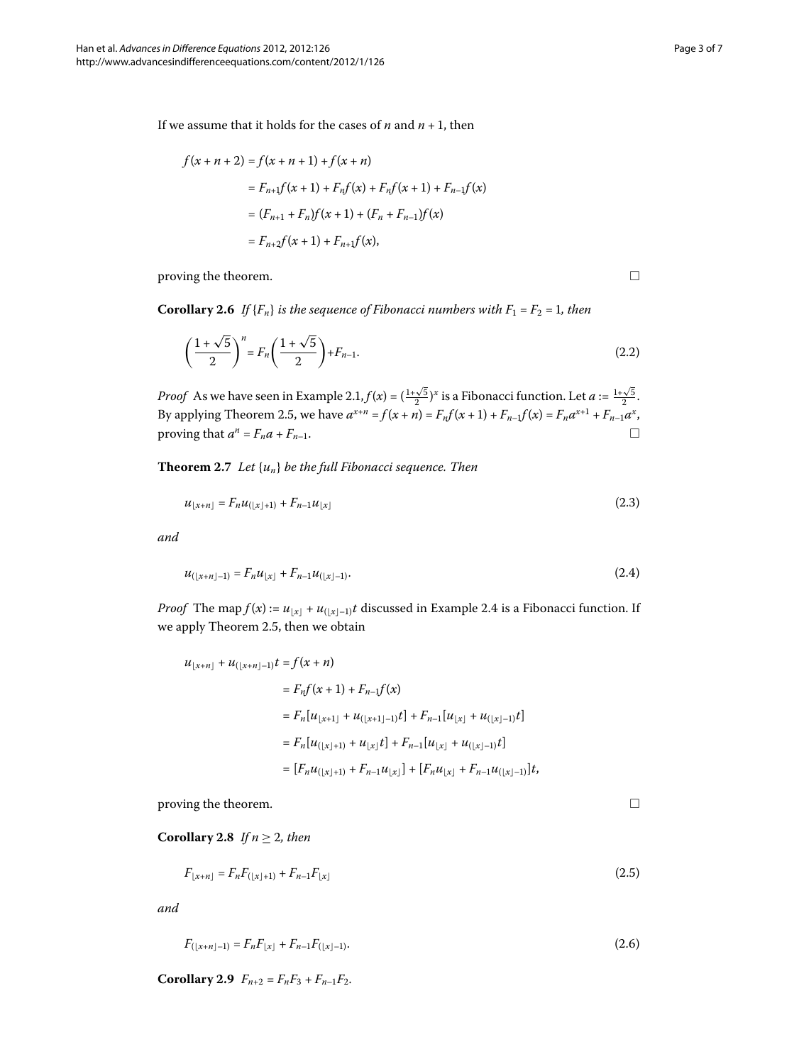If we assume that it holds for the cases of $n$ and $n+1$, then

$$
\begin{aligned}
f(x+n+2) &= f(x+n+1) + f(x+n) \\
&= F_{n+1}f(x+1) + F_n f(x) + F_n f(x+1) + F_{n-1}f(x) \\
&= (F_{n+1} + F_n)f(x+1) + (F_n + F_{n-1})f(x) \\
&= F_{n+2}f(x+1) + F_{n+1}f(x),
\end{aligned}
$$

proving the theorem. □

**Corollary 2.6** *If $\{F_n\}$ is the sequence of Fibonacci numbers with $F_1 = F_2 = 1$, then*

$$
\left(\frac{1+\sqrt{5}}{2}\right)^n = F_n\left(\frac{1+\sqrt{5}}{2}\right) + F_{n-1}. \tag{2.2}
$$

*Proof* As we have seen in Example 2.1, $f(x) = (\frac{1+\sqrt{5}}{2})^x$ is a Fibonacci function. Let $a := \frac{1+\sqrt{5}}{2}$. By applying Theorem 2.5, we have $a^{x+n} = f(x+n) = F_n f(x+1) + F_{n-1}f(x) = F_n a^{x+1} + F_{n-1}a^x$, proving that $a^n = F_n a + F_{n-1}$. □

**Theorem 2.7** *Let $\{u_n\}$ be the full Fibonacci sequence. Then*

$$
u_{\lfloor x+n \rfloor} = F_n u_{(\lfloor x \rfloor + 1)} + F_{n-1}u_{\lfloor x \rfloor} \tag{2.3}
$$

*and*

$$
u_{(\lfloor x+n \rfloor - 1)} = F_n u_{\lfloor x \rfloor} + F_{n-1}u_{(\lfloor x \rfloor - 1)}. \tag{2.4}
$$

*Proof* The map $f(x) := u_{\lfloor x \rfloor} + u_{(\lfloor x \rfloor - 1)}t$ discussed in Example 2.4 is a Fibonacci function. If we apply Theorem 2.5, then we obtain

$$
\begin{aligned}
u_{\lfloor x+n \rfloor} + u_{(\lfloor x+n \rfloor - 1)}t &= f(x+n) \\
&= F_n f(x+1) + F_{n-1}f(x) \\
&= F_n[u_{\lfloor x+1 \rfloor} + u_{(\lfloor x+1 \rfloor - 1)}t] + F_{n-1}[u_{\lfloor x \rfloor} + u_{(\lfloor x \rfloor - 1)}t] \\
&= F_n[u_{(\lfloor x \rfloor + 1)} + u_{\lfloor x \rfloor}t] + F_{n-1}[u_{\lfloor x \rfloor} + u_{(\lfloor x \rfloor - 1)}t] \\
&= [F_n u_{(\lfloor x \rfloor + 1)} + F_{n-1}u_{\lfloor x \rfloor}] + [F_n u_{\lfloor x \rfloor} + F_{n-1}u_{(\lfloor x \rfloor - 1)}]t,
\end{aligned}
$$

proving the theorem. □

**Corollary 2.8** *If $n \geq 2$, then*

$$
F_{\lfloor x+n \rfloor} = F_n F_{(\lfloor x \rfloor + 1)} + F_{n-1}F_{\lfloor x \rfloor} \tag{2.5}
$$

*and*

$$
F_{(\lfloor x+n \rfloor - 1)} = F_n F_{\lfloor x \rfloor} + F_{n-1}F_{(\lfloor x \rfloor - 1)}. \tag{2.6}
$$

**Corollary 2.9** $F_{n+2} = F_n F_3 + F_{n-1}F_2$.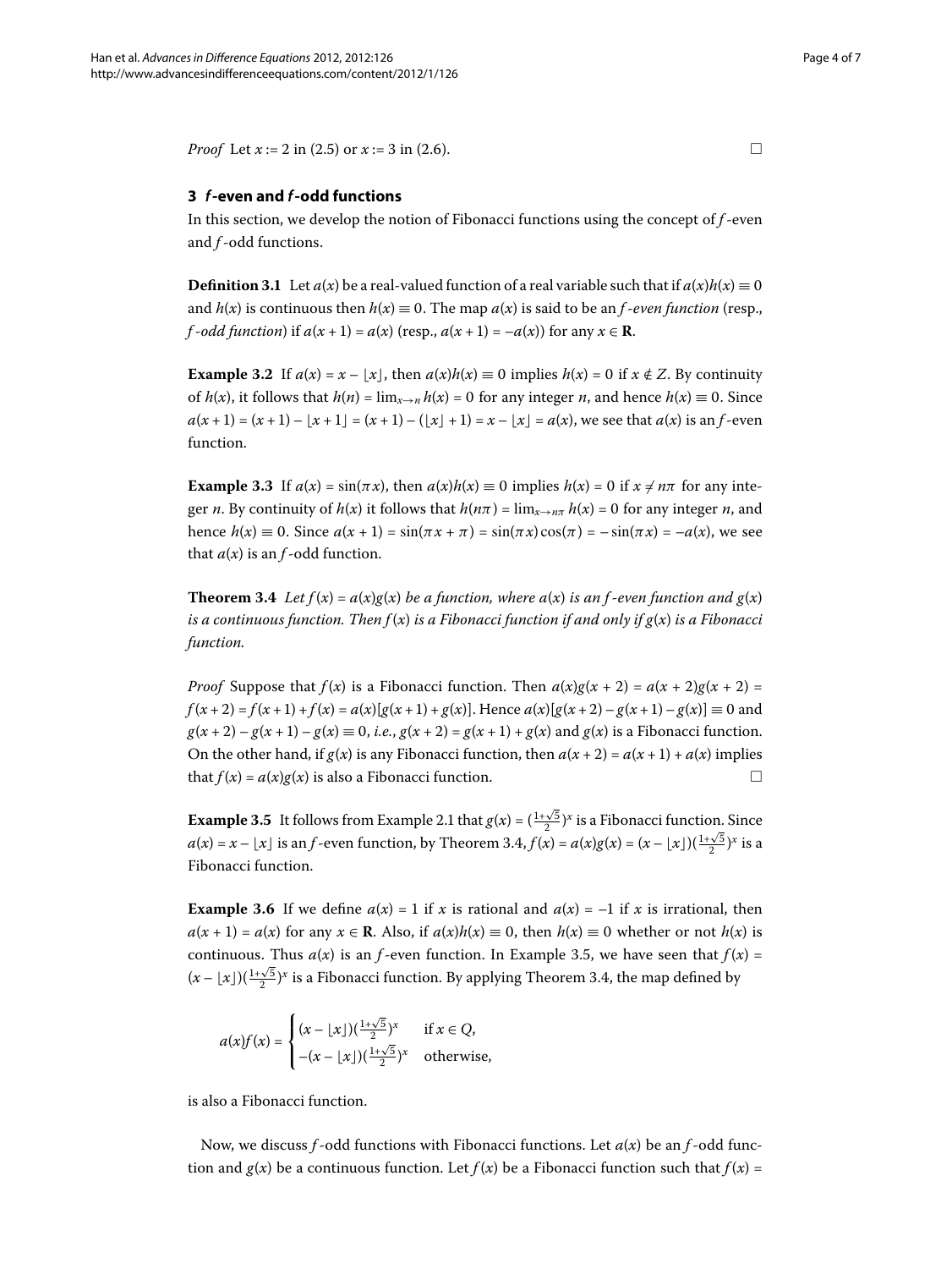*Proof* Let $x := 2$ in (2.5) or $x := 3$ in (2.6). □

## 3 *f*-even and *f*-odd functions

In this section, we develop the notion of Fibonacci functions using the concept of *f*-even and *f*-odd functions.

**Definition 3.1** Let $a(x)$ be a real-valued function of a real variable such that if $a(x)h(x) \equiv 0$ and $h(x)$ is continuous then $h(x) \equiv 0$. The map $a(x)$ is said to be an *f-even function* (resp., *f-odd function*) if $a(x+1) = a(x)$ (resp., $a(x+1) = -a(x)$) for any $x \in \mathbf{R}$.

**Example 3.2** If $a(x) = x - \lfloor x \rfloor$, then $a(x)h(x) \equiv 0$ implies $h(x) = 0$ if $x \notin Z$. By continuity of $h(x)$, it follows that $h(n) = \lim_{x \to n} h(x) = 0$ for any integer $n$, and hence $h(x) \equiv 0$. Since $a(x+1) = (x+1) - \lfloor x+1 \rfloor = (x+1) - (\lfloor x \rfloor + 1) = x - \lfloor x \rfloor = a(x)$, we see that $a(x)$ is an *f*-even function.

**Example 3.3** If $a(x) = \sin(\pi x)$, then $a(x)h(x) \equiv 0$ implies $h(x) = 0$ if $x \neq n\pi$ for any integer $n$. By continuity of $h(x)$ it follows that $h(n\pi) = \lim_{x \to n\pi} h(x) = 0$ for any integer $n$, and hence $h(x) \equiv 0$. Since $a(x+1) = \sin(\pi x + \pi) = \sin(\pi x)\cos(\pi) = -\sin(\pi x) = -a(x)$, we see that $a(x)$ is an *f*-odd function.

**Theorem 3.4** *Let $f(x) = a(x)g(x)$ be a function, where $a(x)$ is an f-even function and $g(x)$ is a continuous function. Then $f(x)$ is a Fibonacci function if and only if $g(x)$ is a Fibonacci function.*

*Proof* Suppose that $f(x)$ is a Fibonacci function. Then $a(x)g(x+2) = a(x+2)g(x+2) = f(x+2) = f(x+1) + f(x) = a(x)[g(x+1) + g(x)]$. Hence $a(x)[g(x+2) - g(x+1) - g(x)] \equiv 0$ and $g(x+2) - g(x+1) - g(x) \equiv 0$, *i.e.*, $g(x+2) = g(x+1) + g(x)$ and $g(x)$ is a Fibonacci function. On the other hand, if $g(x)$ is any Fibonacci function, then $a(x+2) = a(x+1) + a(x)$ implies that $f(x) = a(x)g(x)$ is also a Fibonacci function. □

**Example 3.5** It follows from Example 2.1 that $g(x) = (\frac{1+\sqrt{5}}{2})^x$ is a Fibonacci function. Since $a(x) = x - \lfloor x \rfloor$ is an *f*-even function, by Theorem 3.4, $f(x) = a(x)g(x) = (x - \lfloor x \rfloor)(\frac{1+\sqrt{5}}{2})^x$ is a Fibonacci function.

**Example 3.6** If we define $a(x) = 1$ if $x$ is rational and $a(x) = -1$ if $x$ is irrational, then $a(x+1) = a(x)$ for any $x \in \mathbf{R}$. Also, if $a(x)h(x) \equiv 0$, then $h(x) \equiv 0$ whether or not $h(x)$ is continuous. Thus $a(x)$ is an *f*-even function. In Example 3.5, we have seen that $f(x) = (x - \lfloor x \rfloor)(\frac{1+\sqrt{5}}{2})^x$ is a Fibonacci function. By applying Theorem 3.4, the map defined by

$$a(x)f(x) = \begin{cases} (x - \lfloor x \rfloor)(\frac{1+\sqrt{5}}{2})^x & \text{if } x \in Q, \\ -(x - \lfloor x \rfloor)(\frac{1+\sqrt{5}}{2})^x & \text{otherwise,} \end{cases}$$

is also a Fibonacci function.

Now, we discuss *f*-odd functions with Fibonacci functions. Let $a(x)$ be an *f*-odd function and $g(x)$ be a continuous function. Let $f(x)$ be a Fibonacci function such that $f(x) =$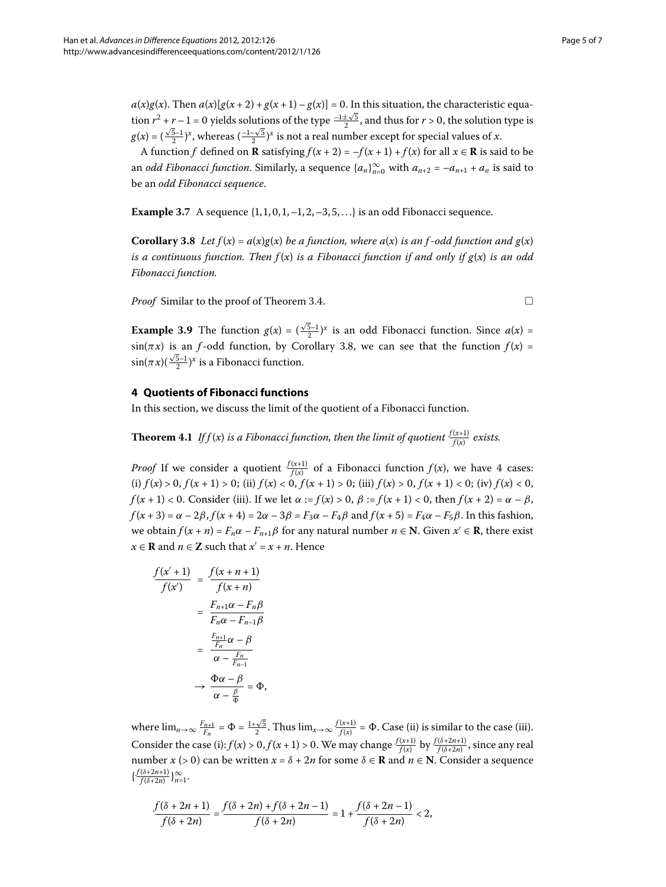$a(x)g(x)$. Then $a(x)[g(x+2)+g(x+1)-g(x)] = 0$. In this situation, the characteristic equation $r^2+r-1=0$ yields solutions of the type $\frac{-1\pm\sqrt{5}}{2}$, and thus for $r>0$, the solution type is $g(x) = (\frac{\sqrt{5}-1}{2})^x$, whereas $(\frac{-1-\sqrt{5}}{2})^x$ is not a real number except for special values of $x$.

A function $f$ defined on $\mathbf{R}$ satisfying $f(x+2) = -f(x+1)+f(x)$ for all $x \in \mathbf{R}$ is said to be an *odd Fibonacci function*. Similarly, a sequence $\{a_n\}_{n=0}^{\infty}$ with $a_{n+2} = -a_{n+1} + a_n$ is said to be an *odd Fibonacci sequence*.

**Example 3.7** A sequence $\{1, 1, 0, 1, -1, 2, -3, 5, \ldots\}$ is an odd Fibonacci sequence.

**Corollary 3.8** *Let $f(x) = a(x)g(x)$ be a function, where $a(x)$ is an $f$-odd function and $g(x)$ is a continuous function. Then $f(x)$ is a Fibonacci function if and only if $g(x)$ is an odd Fibonacci function.*

*Proof* Similar to the proof of Theorem 3.4. □

**Example 3.9** The function $g(x) = (\frac{\sqrt{5}-1}{2})^x$ is an odd Fibonacci function. Since $a(x) = \sin(\pi x)$ is an $f$-odd function, by Corollary 3.8, we can see that the function $f(x) = \sin(\pi x)(\frac{\sqrt{5}-1}{2})^x$ is a Fibonacci function.

## 4 Quotients of Fibonacci functions

In this section, we discuss the limit of the quotient of a Fibonacci function.

**Theorem 4.1** *If $f(x)$ is a Fibonacci function, then the limit of quotient $\frac{f(x+1)}{f(x)}$ exists.*

*Proof* If we consider a quotient $\frac{f(x+1)}{f(x)}$ of a Fibonacci function $f(x)$, we have 4 cases: (i) $f(x) > 0, f(x+1) > 0$; (ii) $f(x) < 0, f(x+1) > 0$; (iii) $f(x) > 0, f(x+1) < 0$; (iv) $f(x) < 0$, $f(x+1) < 0$. Consider (iii). If we let $\alpha := f(x) > 0$, $\beta := f(x+1) < 0$, then $f(x+2) = \alpha - \beta$, $f(x+3) = \alpha - 2\beta$, $f(x+4) = 2\alpha - 3\beta = F_3\alpha - F_4\beta$ and $f(x+5) = F_4\alpha - F_5\beta$. In this fashion, we obtain $f(x+n) = F_n\alpha - F_{n+1}\beta$ for any natural number $n \in \mathbf{N}$. Given $x' \in \mathbf{R}$, there exist $x \in \mathbf{R}$ and $n \in \mathbf{Z}$ such that $x' = x + n$. Hence

$$
\begin{aligned}
\frac{f(x'+1)}{f(x')} &= \frac{f(x+n+1)}{f(x+n)} \\
&= \frac{F_{n+1}\alpha - F_n\beta}{F_n\alpha - F_{n-1}\beta} \\
&= \frac{\frac{F_{n+1}}{F_n}\alpha - \beta}{\alpha - \frac{F_n}{F_{n-1}}} \\
&\to \frac{\Phi\alpha - \beta}{\alpha - \frac{\beta}{\Phi}} = \Phi,
\end{aligned}
$$

where $\lim_{n\to\infty} \frac{F_{n+1}}{F_n} = \Phi = \frac{1+\sqrt{5}}{2}$. Thus $\lim_{x\to\infty} \frac{f(x+1)}{f(x)} = \Phi$. Case (ii) is similar to the case (iii). Consider the case (i): $f(x) > 0, f(x+1) > 0$. We may change $\frac{f(x+1)}{f(x)}$ by $\frac{f(\delta+2n+1)}{f(\delta+2n)}$, since any real number $x$ ($> 0$) can be written $x = \delta + 2n$ for some $\delta \in \mathbf{R}$ and $n \in \mathbf{N}$. Consider a sequence $\{\frac{f(\delta+2n+1)}{f(\delta+2n)}\}_{n=1}^{\infty}$.

$$
\frac{f(\delta+2n+1)}{f(\delta+2n)} = \frac{f(\delta+2n)+f(\delta+2n-1)}{f(\delta+2n)} = 1 + \frac{f(\delta+2n-1)}{f(\delta+2n)} < 2,
$$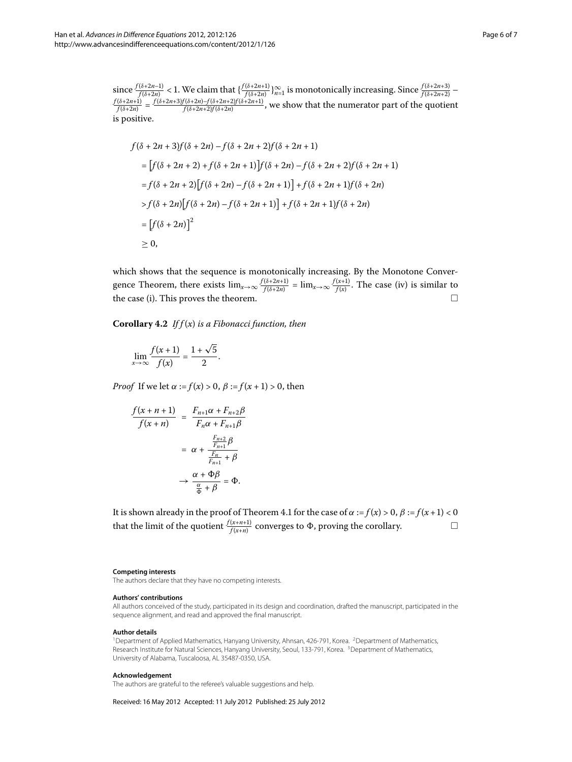since $\frac{f(\delta+2n-1)}{f(\delta+2n)} < 1$. We claim that $\{\frac{f(\delta+2n+1)}{f(\delta+2n)}\}_{n=1}^{\infty}$ is monotonically increasing. Since $\frac{f(\delta+2n+3)}{f(\delta+2n+2)} - \frac{f(\delta+2n+1)}{f(\delta+2n)} = \frac{f(\delta+2n+3)f(\delta+2n)-f(\delta+2n+2)f(\delta+2n+1)}{f(\delta+2n+2)f(\delta+2n)}$, we show that the numerator part of the quotient is positive.

$$
\begin{aligned}
&f(\delta + 2n + 3)f(\delta + 2n) - f(\delta + 2n + 2)f(\delta + 2n + 1) \\
&\quad = \big[f(\delta + 2n + 2) + f(\delta + 2n + 1)\big]f(\delta + 2n) - f(\delta + 2n + 2)f(\delta + 2n + 1) \\
&\quad = f(\delta + 2n + 2)\big[f(\delta + 2n) - f(\delta + 2n + 1)\big] + f(\delta + 2n + 1)f(\delta + 2n) \\
&\quad > f(\delta + 2n)\big[f(\delta + 2n) - f(\delta + 2n + 1)\big] + f(\delta + 2n + 1)f(\delta + 2n) \\
&\quad = \big[f(\delta + 2n)\big]^2 \\
&\quad \geq 0,
\end{aligned}
$$

which shows that the sequence is monotonically increasing. By the Monotone Convergence Theorem, there exists $\lim_{x\to\infty} \frac{f(\delta+2n+1)}{f(\delta+2n)} = \lim_{x\to\infty} \frac{f(x+1)}{f(x)}$. The case (iv) is similar to the case (i). This proves the theorem. □

**Corollary 4.2** *If $f(x)$ is a Fibonacci function, then*

$$
\lim_{x\to\infty} \frac{f(x+1)}{f(x)} = \frac{1+\sqrt{5}}{2}.
$$

*Proof* If we let $\alpha := f(x) > 0$, $\beta := f(x+1) > 0$, then

$$
\begin{aligned}
\frac{f(x+n+1)}{f(x+n)} &= \frac{F_{n+1}\alpha + F_{n+2}\beta}{F_n\alpha + F_{n+1}\beta} \\
&= \alpha + \frac{\frac{F_{n+2}}{F_{n+1}}\beta}{\frac{F_n}{F_{n+1}} + \beta} \\
&\to \frac{\alpha + \Phi\beta}{\frac{\alpha}{\Phi} + \beta} = \Phi.
\end{aligned}
$$

It is shown already in the proof of Theorem 4.1 for the case of $\alpha := f(x) > 0$, $\beta := f(x+1) < 0$ that the limit of the quotient $\frac{f(x+n+1)}{f(x+n)}$ converges to $\Phi$, proving the corollary. □

#### Competing interests

The authors declare that they have no competing interests.

#### Authors' contributions

All authors conceived of the study, participated in its design and coordination, drafted the manuscript, participated in the sequence alignment, and read and approved the final manuscript.

#### Author details

[1]Department of Applied Mathematics, Hanyang University, Ahnsan, 426-791, Korea. [2]Department of Mathematics, Research Institute for Natural Sciences, Hanyang University, Seoul, 133-791, Korea. [3]Department of Mathematics, University of Alabama, Tuscaloosa, AL 35487-0350, USA.

#### Acknowledgement

The authors are grateful to the referee's valuable suggestions and help.

Received: 16 May 2012 Accepted: 11 July 2012 Published: 25 July 2012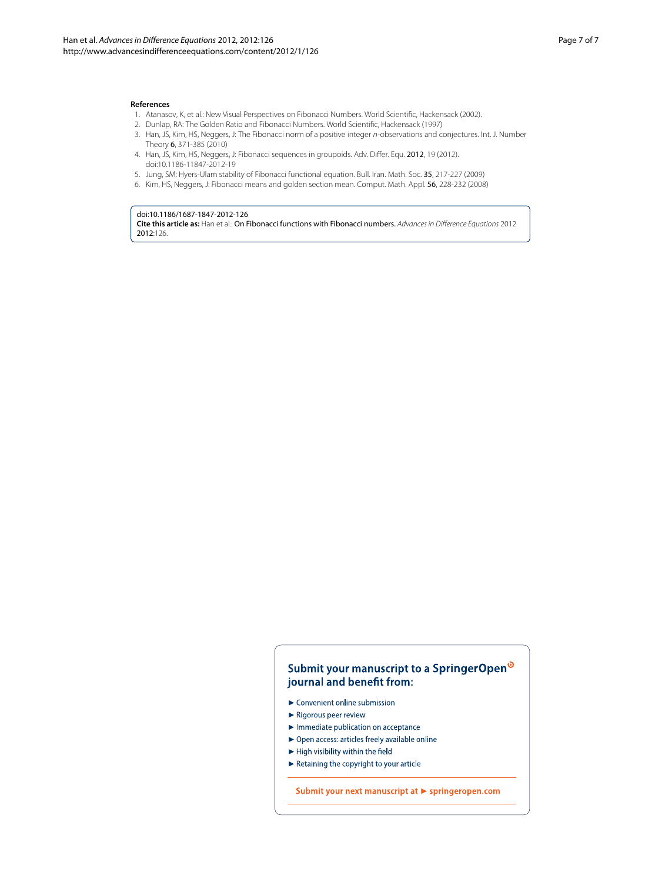**References**

1. Atanasov, K, et al.: New Visual Perspectives on Fibonacci Numbers. World Scientific, Hackensack (2002).
2. Dunlap, RA: The Golden Ratio and Fibonacci Numbers. World Scientific, Hackensack (1997)
3. Han, JS, Kim, HS, Neggers, J: The Fibonacci norm of a positive integer *n*-observations and conjectures. Int. J. Number Theory **6**, 371-385 (2010)
4. Han, JS, Kim, HS, Neggers, J: Fibonacci sequences in groupoids. Adv. Differ. Equ. **2012**, 19 (2012). doi:10.1186-11847-2012-19
5. Jung, SM: Hyers-Ulam stability of Fibonacci functional equation. Bull. Iran. Math. Soc. **35**, 217-227 (2009)
6. Kim, HS, Neggers, J: Fibonacci means and golden section mean. Comput. Math. Appl. **56**, 228-232 (2008)

doi:10.1186/1687-1847-2012-126
**Cite this article as:** Han et al.: On Fibonacci functions with Fibonacci numbers. *Advances in Difference Equations* 2012 **2012**:126.

**Submit your manuscript to a SpringerOpen journal and benefit from:**

- ► Convenient online submission
- ► Rigorous peer review
- ► Immediate publication on acceptance
- ► Open access: articles freely available online
- ► High visibility within the field
- ► Retaining the copyright to your article

**Submit your next manuscript at ► springeropen.com**